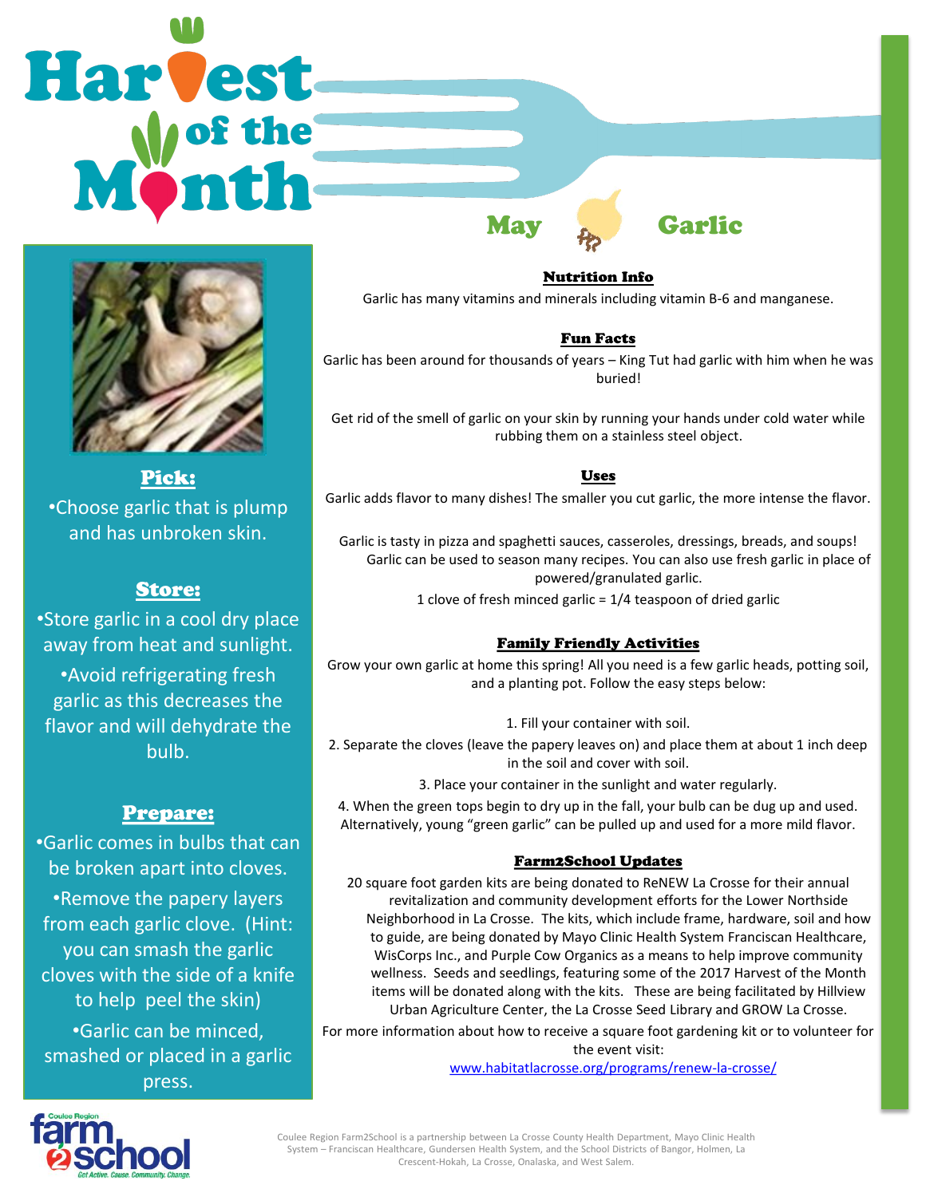# Harvest of the Month

## May Garlic

**Pick:**

- Choose garlic that is plump and has unbroken skin.

**Store:**

- Store garlic in a cool dry place away from heat and sunlight.
- Avoid refrigerating fresh garlic as this decreases the flavor and will dehydrate the bulb.

**Prepare:**

- Garlic comes in bulbs that can be broken apart into cloves.
- Remove the papery layers from each garlic clove. (Hint: you can smash the garlic cloves with the side of a knife to help peel the skin)
- Garlic can be minced, smashed or placed in a garlic press.

### Nutrition Info

Garlic has many vitamins and minerals including vitamin B-6 and manganese.

### Fun Facts

Garlic has been around for thousands of years – King Tut had garlic with him when he was buried!

Get rid of the smell of garlic on your skin by running your hands under cold water while rubbing them on a stainless steel object.

### Uses

Garlic adds flavor to many dishes! The smaller you cut garlic, the more intense the flavor.

Garlic is tasty in pizza and spaghetti sauces, casseroles, dressings, breads, and soups! Garlic can be used to season many recipes. You can also use fresh garlic in place of powered/granulated garlic.

1 clove of fresh minced garlic = 1/4 teaspoon of dried garlic

### Family Friendly Activities

Grow your own garlic at home this spring! All you need is a few garlic heads, potting soil, and a planting pot. Follow the easy steps below:

1. Fill your container with soil.
2. Separate the cloves (leave the papery leaves on) and place them at about 1 inch deep in the soil and cover with soil.
3. Place your container in the sunlight and water regularly.
4. When the green tops begin to dry up in the fall, your bulb can be dug up and used. Alternatively, young "green garlic" can be pulled up and used for a more mild flavor.

### Farm2School Updates

20 square foot garden kits are being donated to ReNEW La Crosse for their annual revitalization and community development efforts for the Lower Northside Neighborhood in La Crosse. The kits, which include frame, hardware, soil and how to guide, are being donated by Mayo Clinic Health System Franciscan Healthcare, WisCorps Inc., and Purple Cow Organics as a means to help improve community wellness. Seeds and seedlings, featuring some of the 2017 Harvest of the Month items will be donated along with the kits. These are being facilitated by Hillview Urban Agriculture Center, the La Crosse Seed Library and GROW La Crosse.

For more information about how to receive a square foot gardening kit or to volunteer for the event visit:
www.habitatlacrosse.org/programs/renew-la-crosse/

Coulee Region farm2school — Get Active. Cause. Community. Change.

Coulee Region Farm2School is a partnership between La Crosse County Health Department, Mayo Clinic Health System – Franciscan Healthcare, Gundersen Health System, and the School Districts of Bangor, Holmen, La Crescent-Hokah, La Crosse, Onalaska, and West Salem.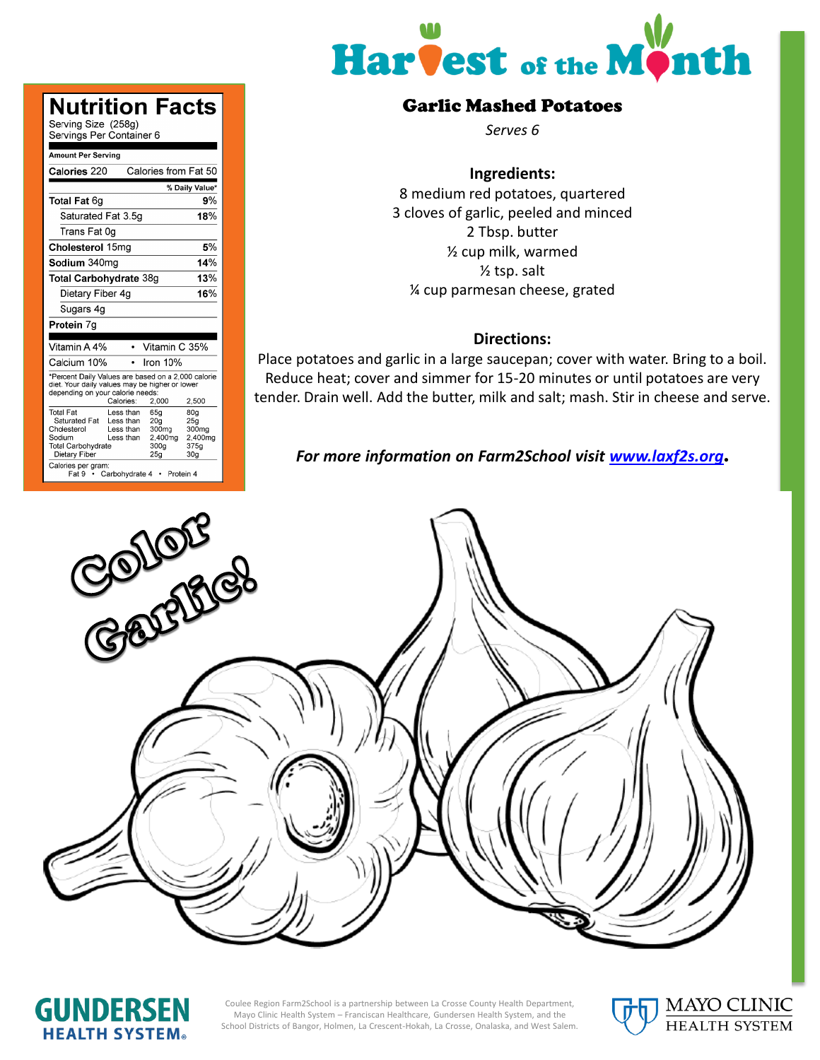# Harvest of the Month

## Nutrition Facts

Serving Size (258g)
Servings Per Container 6

**Amount Per Serving**

| | |
|---|---|
| **Calories** 220 | Calories from Fat 50 |
| | **% Daily Value*** |
| **Total Fat** 6g | **9%** |
| Saturated Fat 3.5g | **18%** |
| Trans Fat 0g | |
| **Cholesterol** 15mg | **5%** |
| **Sodium** 340mg | **14%** |
| **Total Carbohydrate** 38g | **13%** |
| Dietary Fiber 4g | **16%** |
| Sugars 4g | |
| **Protein** 7g | |

Vitamin A 4% • Vitamin C 35%
Calcium 10% • Iron 10%

*Percent Daily Values are based on a 2,000 calorie diet. Your daily values may be higher or lower depending on your calorie needs:

| | | Calories: | 2,000 | 2,500 |
|---|---|---|---|---|
| Total Fat | Less than | | 65g | 80g |
| Saturated Fat | Less than | | 20g | 25g |
| Cholesterol | Less than | | 300mg | 300mg |
| Sodium | Less than | | 2,400mg | 2,400mg |
| Total Carbohydrate | | | 300g | 375g |
| Dietary Fiber | | | 25g | 30g |

Calories per gram:
Fat 9 • Carbohydrate 4 • Protein 4

## Garlic Mashed Potatoes

*Serves 6*

### Ingredients:

8 medium red potatoes, quartered
3 cloves of garlic, peeled and minced
2 Tbsp. butter
½ cup milk, warmed
½ tsp. salt
¼ cup parmesan cheese, grated

### Directions:

Place potatoes and garlic in a large saucepan; cover with water. Bring to a boil. Reduce heat; cover and simmer for 15-20 minutes or until potatoes are very tender. Drain well. Add the butter, milk and salt; mash. Stir in cheese and serve.

***For more information on Farm2School visit [www.laxf2s.org](http://www.laxf2s.org).***

Color Garlic!

GUNDERSEN HEALTH SYSTEM®

Coulee Region Farm2School is a partnership between La Crosse County Health Department, Mayo Clinic Health System – Franciscan Healthcare, Gundersen Health System, and the School Districts of Bangor, Holmen, La Crescent-Hokah, La Crosse, Onalaska, and West Salem.

MAYO CLINIC HEALTH SYSTEM